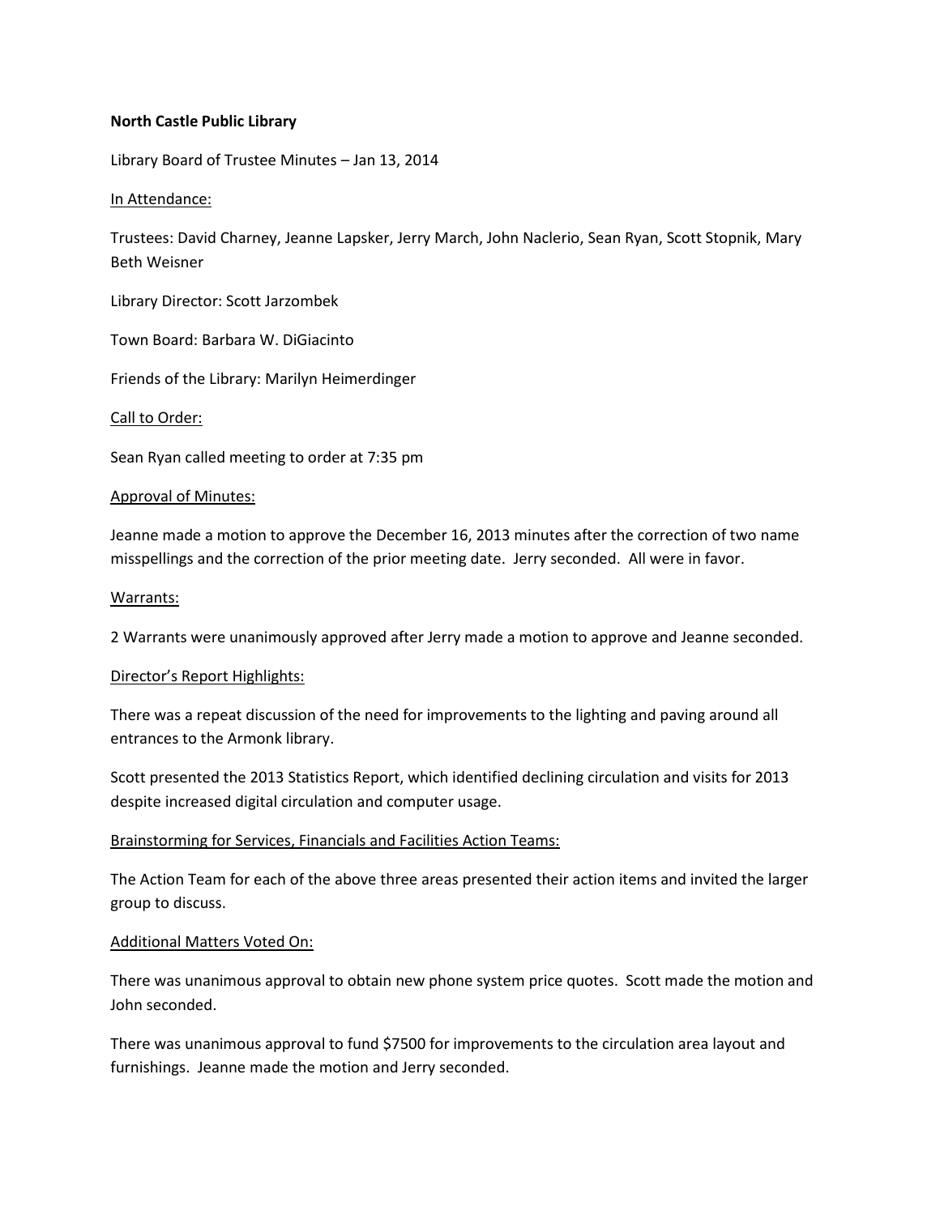**North Castle Public Library**

Library Board of Trustee Minutes – Jan 13, 2014

<u>In Attendance:</u>

Trustees: David Charney, Jeanne Lapsker, Jerry March, John Naclerio, Sean Ryan, Scott Stopnik, Mary Beth Weisner

Library Director: Scott Jarzombek

Town Board: Barbara W. DiGiacinto

Friends of the Library: Marilyn Heimerdinger

<u>Call to Order:</u>

Sean Ryan called meeting to order at 7:35 pm

<u>Approval of Minutes:</u>

Jeanne made a motion to approve the December 16, 2013 minutes after the correction of two name misspellings and the correction of the prior meeting date. Jerry seconded. All were in favor.

<u>Warrants:</u>

2 Warrants were unanimously approved after Jerry made a motion to approve and Jeanne seconded.

<u>Director's Report Highlights:</u>

There was a repeat discussion of the need for improvements to the lighting and paving around all entrances to the Armonk library.

Scott presented the 2013 Statistics Report, which identified declining circulation and visits for 2013 despite increased digital circulation and computer usage.

<u>Brainstorming for Services, Financials and Facilities Action Teams:</u>

The Action Team for each of the above three areas presented their action items and invited the larger group to discuss.

<u>Additional Matters Voted On:</u>

There was unanimous approval to obtain new phone system price quotes. Scott made the motion and John seconded.

There was unanimous approval to fund $7500 for improvements to the circulation area layout and furnishings. Jeanne made the motion and Jerry seconded.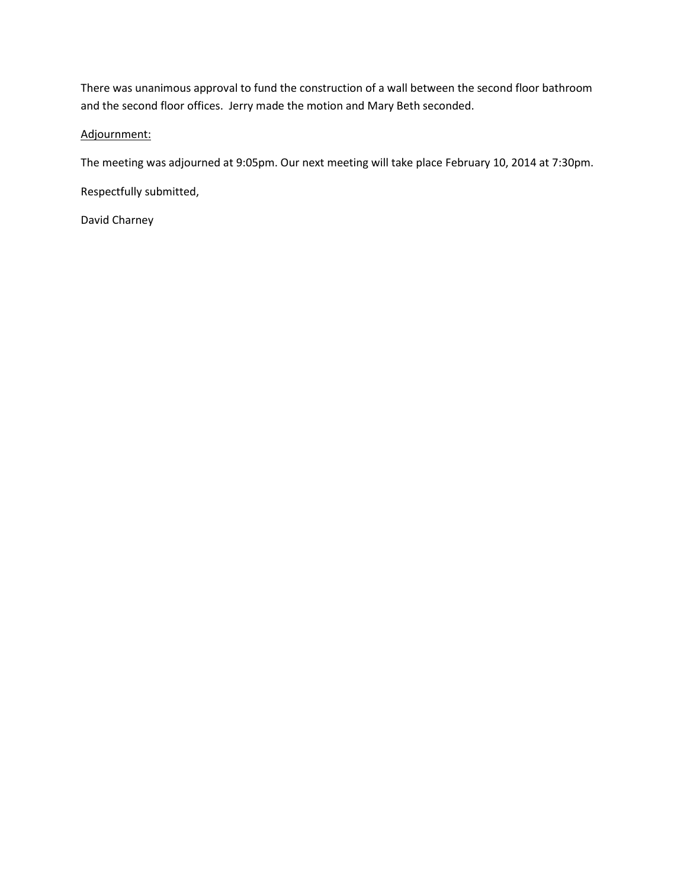There was unanimous approval to fund the construction of a wall between the second floor bathroom and the second floor offices. Jerry made the motion and Mary Beth seconded.

<u>Adjournment:</u>

The meeting was adjourned at 9:05pm. Our next meeting will take place February 10, 2014 at 7:30pm.

Respectfully submitted,

David Charney